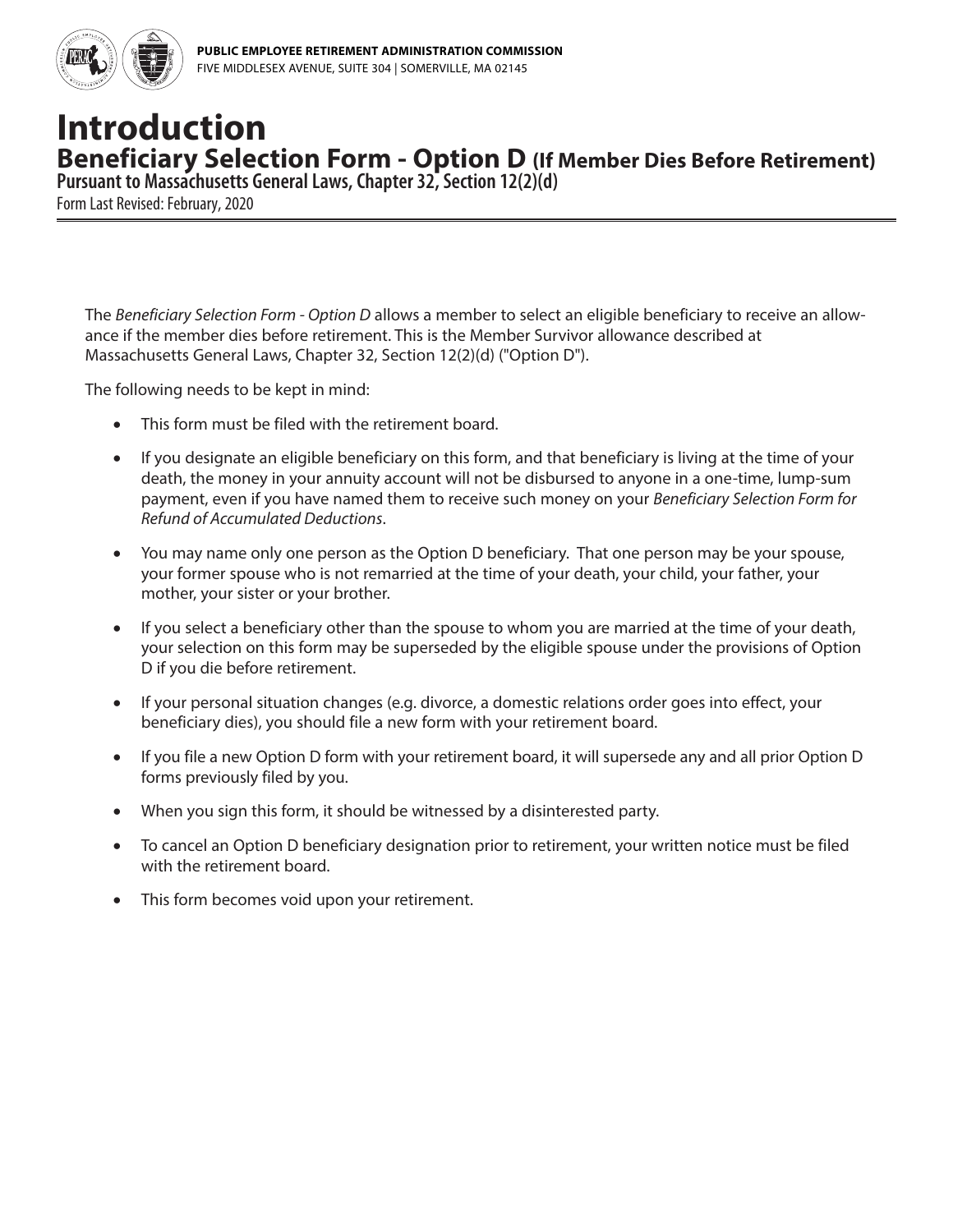PUBLIC EMPLOYEE RETIREMENT ADMINISTRATION COMMISSION
FIVE MIDDLESEX AVENUE, SUITE 304 | SOMERVILLE, MA 02145

# Introduction

## Beneficiary Selection Form - Option D (If Member Dies Before Retirement)

### Pursuant to Massachusetts General Laws, Chapter 32, Section 12(2)(d)

Form Last Revised: February, 2020

The *Beneficiary Selection Form - Option D* allows a member to select an eligible beneficiary to receive an allowance if the member dies before retirement. This is the Member Survivor allowance described at Massachusetts General Laws, Chapter 32, Section 12(2)(d) ("Option D").

The following needs to be kept in mind:

- This form must be filed with the retirement board.
- If you designate an eligible beneficiary on this form, and that beneficiary is living at the time of your death, the money in your annuity account will not be disbursed to anyone in a one-time, lump-sum payment, even if you have named them to receive such money on your *Beneficiary Selection Form for Refund of Accumulated Deductions*.
- You may name only one person as the Option D beneficiary. That one person may be your spouse, your former spouse who is not remarried at the time of your death, your child, your father, your mother, your sister or your brother.
- If you select a beneficiary other than the spouse to whom you are married at the time of your death, your selection on this form may be superseded by the eligible spouse under the provisions of Option D if you die before retirement.
- If your personal situation changes (e.g. divorce, a domestic relations order goes into effect, your beneficiary dies), you should file a new form with your retirement board.
- If you file a new Option D form with your retirement board, it will supersede any and all prior Option D forms previously filed by you.
- When you sign this form, it should be witnessed by a disinterested party.
- To cancel an Option D beneficiary designation prior to retirement, your written notice must be filed with the retirement board.
- This form becomes void upon your retirement.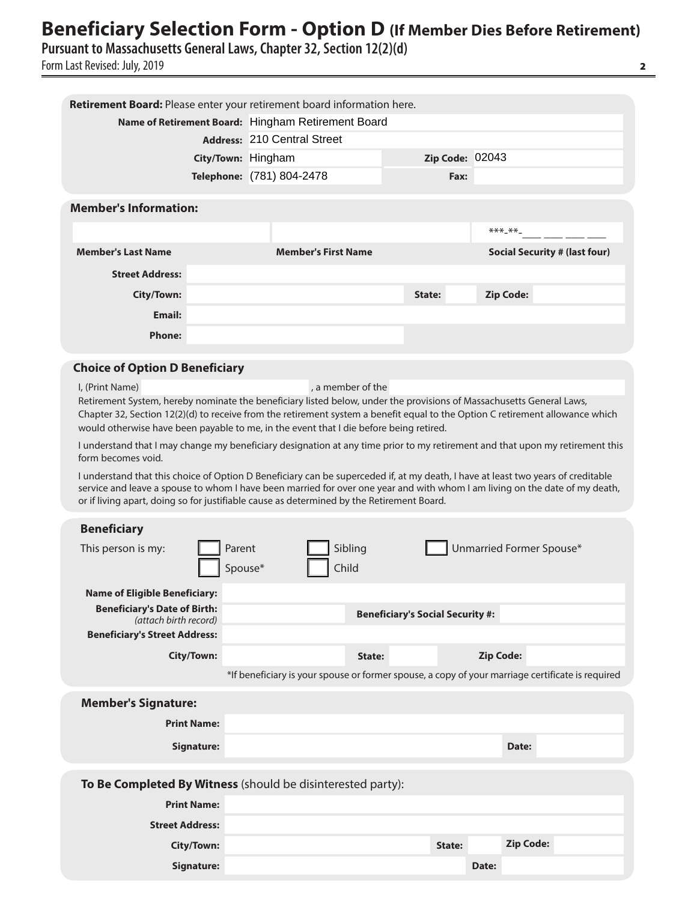# Beneficiary Selection Form - Option D (If Member Dies Before Retirement)

**Pursuant to Massachusetts General Laws, Chapter 32, Section 12(2)(d)**

Form Last Revised: July, 2019

**Retirement Board:** Please enter your retirement board information here.

| | | | |
|---|---|---|---|
| **Name of Retirement Board:** | Hingham Retirement Board | | |
| **Address:** | 210 Central Street | | |
| **City/Town:** | Hingham | **Zip Code:** | 02043 |
| **Telephone:** | (781) 804-2478 | **Fax:** | |

## Member's Information:

| | | |
|---|---|---|
| | | ***-**-___ ___ ___ ___ |
| **Member's Last Name** | **Member's First Name** | **Social Security # (last four)** |

**Street Address:**

**City/Town:** **State:** **Zip Code:**

**Email:**

**Phone:**

## Choice of Option D Beneficiary

I, (Print Name) ______________________, a member of the ______________________ Retirement System, hereby nominate the beneficiary listed below, under the provisions of Massachusetts General Laws, Chapter 32, Section 12(2)(d) to receive from the retirement system a benefit equal to the Option C retirement allowance which would otherwise have been payable to me, in the event that I die before being retired.

I understand that I may change my beneficiary designation at any time prior to my retirement and that upon my retirement this form becomes void.

I understand that this choice of Option D Beneficiary can be superceded if, at my death, I have at least two years of creditable service and leave a spouse to whom I have been married for over one year and with whom I am living on the date of my death, or if living apart, doing so for justifiable cause as determined by the Retirement Board.

## Beneficiary

This person is my: ☐ Parent ☐ Sibling ☐ Unmarried Former Spouse* ☐ Spouse* ☐ Child

**Name of Eligible Beneficiary:**

**Beneficiary's Date of Birth:** *(attach birth record)* **Beneficiary's Social Security #:**

**Beneficiary's Street Address:**

**City/Town:** **State:** **Zip Code:**

*If beneficiary is your spouse or former spouse, a copy of your marriage certificate is required

## Member's Signature:

**Print Name:**

**Signature:** **Date:**

## To Be Completed By Witness (should be disinterested party):

**Print Name:**

**Street Address:**

**City/Town:** **State:** **Zip Code:**

**Signature:** **Date:**